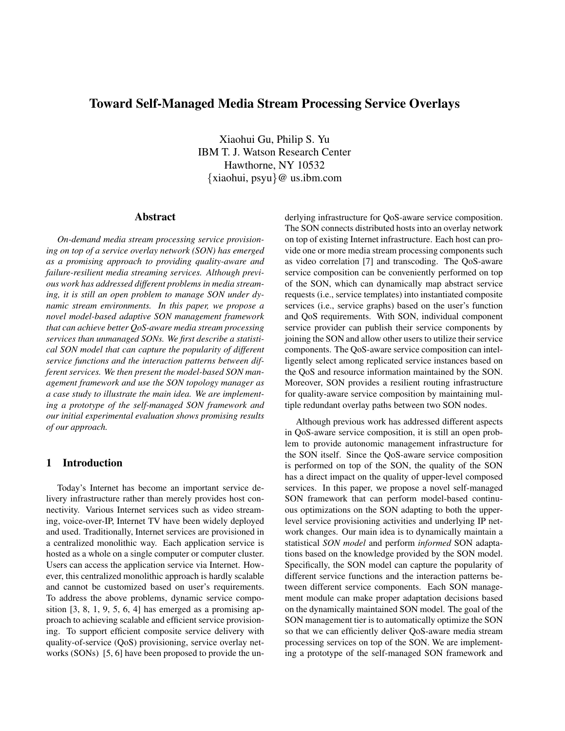# Toward Self-Managed Media Stream Processing Service Overlays

Xiaohui Gu, Philip S. Yu
IBM T. J. Watson Research Center
Hawthorne, NY 10532
{xiaohui, psyu}@ us.ibm.com

## Abstract

*On-demand media stream processing service provisioning on top of a service overlay network (SON) has emerged as a promising approach to providing quality-aware and failure-resilient media streaming services. Although previous work has addressed different problems in media streaming, it is still an open problem to manage SON under dynamic stream environments. In this paper, we propose a novel model-based adaptive SON management framework that can achieve better QoS-aware media stream processing services than unmanaged SONs. We first describe a statistical SON model that can capture the popularity of different service functions and the interaction patterns between different services. We then present the model-based SON management framework and use the SON topology manager as a case study to illustrate the main idea. We are implementing a prototype of the self-managed SON framework and our initial experimental evaluation shows promising results of our approach.*

## 1 Introduction

Today's Internet has become an important service delivery infrastructure rather than merely provides host connectivity. Various Internet services such as video streaming, voice-over-IP, Internet TV have been widely deployed and used. Traditionally, Internet services are provisioned in a centralized monolithic way. Each application service is hosted as a whole on a single computer or computer cluster. Users can access the application service via Internet. However, this centralized monolithic approach is hardly scalable and cannot be customized based on user's requirements. To address the above problems, dynamic service composition [3, 8, 1, 9, 5, 6, 4] has emerged as a promising approach to achieving scalable and efficient service provisioning. To support efficient composite service delivery with quality-of-service (QoS) provisioning, service overlay networks (SONs) [5, 6] have been proposed to provide the underlying infrastructure for QoS-aware service composition. The SON connects distributed hosts into an overlay network on top of existing Internet infrastructure. Each host can provide one or more media stream processing components such as video correlation [7] and transcoding. The QoS-aware service composition can be conveniently performed on top of the SON, which can dynamically map abstract service requests (i.e., service templates) into instantiated composite services (i.e., service graphs) based on the user's function and QoS requirements. With SON, individual component service provider can publish their service components by joining the SON and allow other users to utilize their service components. The QoS-aware service composition can intelligently select among replicated service instances based on the QoS and resource information maintained by the SON. Moreover, SON provides a resilient routing infrastructure for quality-aware service composition by maintaining multiple redundant overlay paths between two SON nodes.

Although previous work has addressed different aspects in QoS-aware service composition, it is still an open problem to provide autonomic management infrastructure for the SON itself. Since the QoS-aware service composition is performed on top of the SON, the quality of the SON has a direct impact on the quality of upper-level composed services. In this paper, we propose a novel self-managed SON framework that can perform model-based continuous optimizations on the SON adapting to both the upper-level service provisioning activities and underlying IP network changes. Our main idea is to dynamically maintain a statistical *SON model* and perform *informed* SON adaptations based on the knowledge provided by the SON model. Specifically, the SON model can capture the popularity of different service functions and the interaction patterns between different service components. Each SON management module can make proper adaptation decisions based on the dynamically maintained SON model. The goal of the SON management tier is to automatically optimize the SON so that we can efficiently deliver QoS-aware media stream processing services on top of the SON. We are implementing a prototype of the self-managed SON framework and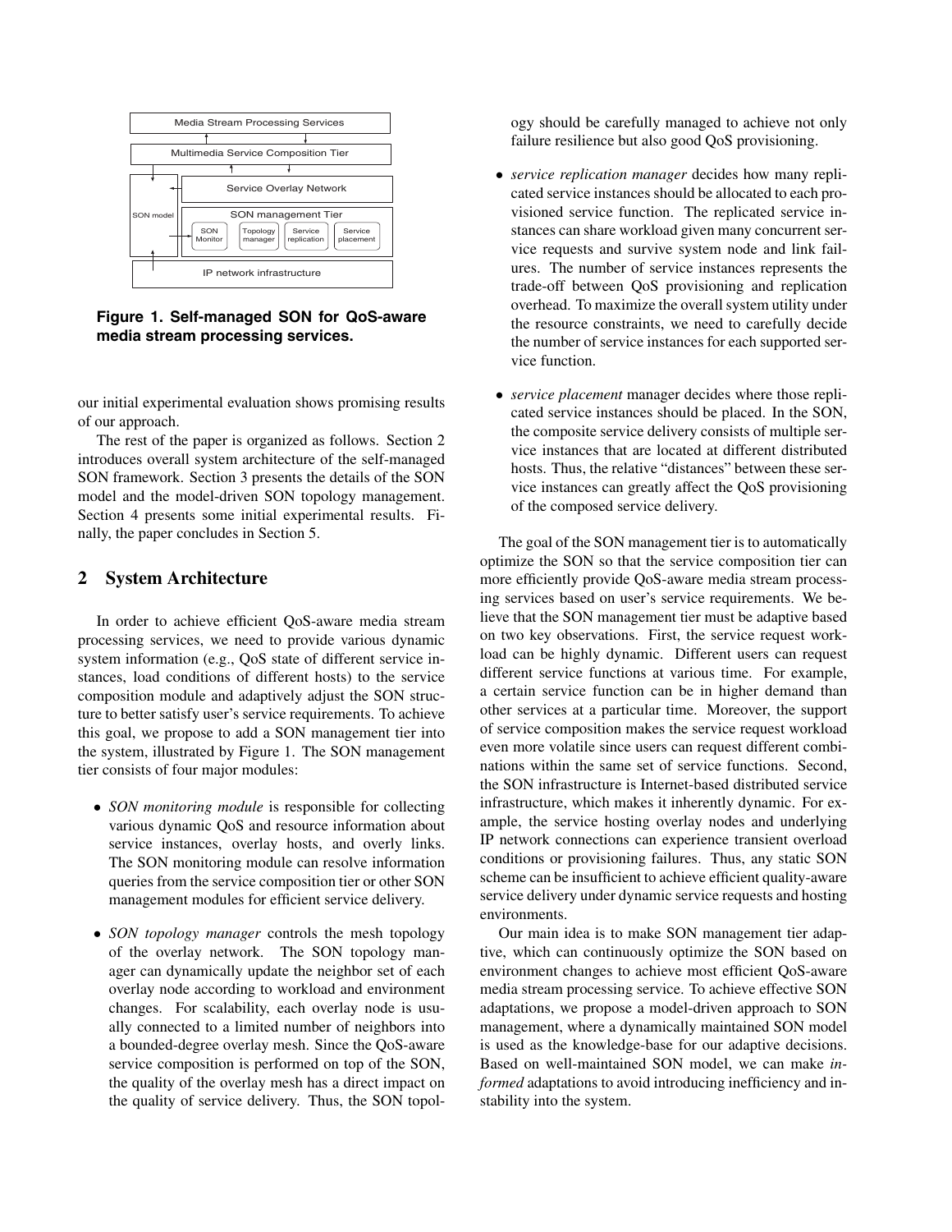**Figure 1. Self-managed SON for QoS-aware media stream processing services.**

our initial experimental evaluation shows promising results of our approach.

The rest of the paper is organized as follows. Section 2 introduces overall system architecture of the self-managed SON framework. Section 3 presents the details of the SON model and the model-driven SON topology management. Section 4 presents some initial experimental results. Finally, the paper concludes in Section 5.

## 2 System Architecture

In order to achieve efficient QoS-aware media stream processing services, we need to provide various dynamic system information (e.g., QoS state of different service instances, load conditions of different hosts) to the service composition module and adaptively adjust the SON structure to better satisfy user's service requirements. To achieve this goal, we propose to add a SON management tier into the system, illustrated by Figure 1. The SON management tier consists of four major modules:

- *SON monitoring module* is responsible for collecting various dynamic QoS and resource information about service instances, overlay hosts, and overly links. The SON monitoring module can resolve information queries from the service composition tier or other SON management modules for efficient service delivery.
- *SON topology manager* controls the mesh topology of the overlay network. The SON topology manager can dynamically update the neighbor set of each overlay node according to workload and environment changes. For scalability, each overlay node is usually connected to a limited number of neighbors into a bounded-degree overlay mesh. Since the QoS-aware service composition is performed on top of the SON, the quality of the overlay mesh has a direct impact on the quality of service delivery. Thus, the SON topology should be carefully managed to achieve not only failure resilience but also good QoS provisioning.
- *service replication manager* decides how many replicated service instances should be allocated to each provisioned service function. The replicated service instances can share workload given many concurrent service requests and survive system node and link failures. The number of service instances represents the trade-off between QoS provisioning and replication overhead. To maximize the overall system utility under the resource constraints, we need to carefully decide the number of service instances for each supported service function.
- *service placement* manager decides where those replicated service instances should be placed. In the SON, the composite service delivery consists of multiple service instances that are located at different distributed hosts. Thus, the relative "distances" between these service instances can greatly affect the QoS provisioning of the composed service delivery.

The goal of the SON management tier is to automatically optimize the SON so that the service composition tier can more efficiently provide QoS-aware media stream processing services based on user's service requirements. We believe that the SON management tier must be adaptive based on two key observations. First, the service request workload can be highly dynamic. Different users can request different service functions at various time. For example, a certain service function can be in higher demand than other services at a particular time. Moreover, the support of service composition makes the service request workload even more volatile since users can request different combinations within the same set of service functions. Second, the SON infrastructure is Internet-based distributed service infrastructure, which makes it inherently dynamic. For example, the service hosting overlay nodes and underlying IP network connections can experience transient overload conditions or provisioning failures. Thus, any static SON scheme can be insufficient to achieve efficient quality-aware service delivery under dynamic service requests and hosting environments.

Our main idea is to make SON management tier adaptive, which can continuously optimize the SON based on environment changes to achieve most efficient QoS-aware media stream processing service. To achieve effective SON adaptations, we propose a model-driven approach to SON management, where a dynamically maintained SON model is used as the knowledge-base for our adaptive decisions. Based on well-maintained SON model, we can make *informed* adaptations to avoid introducing inefficiency and instability into the system.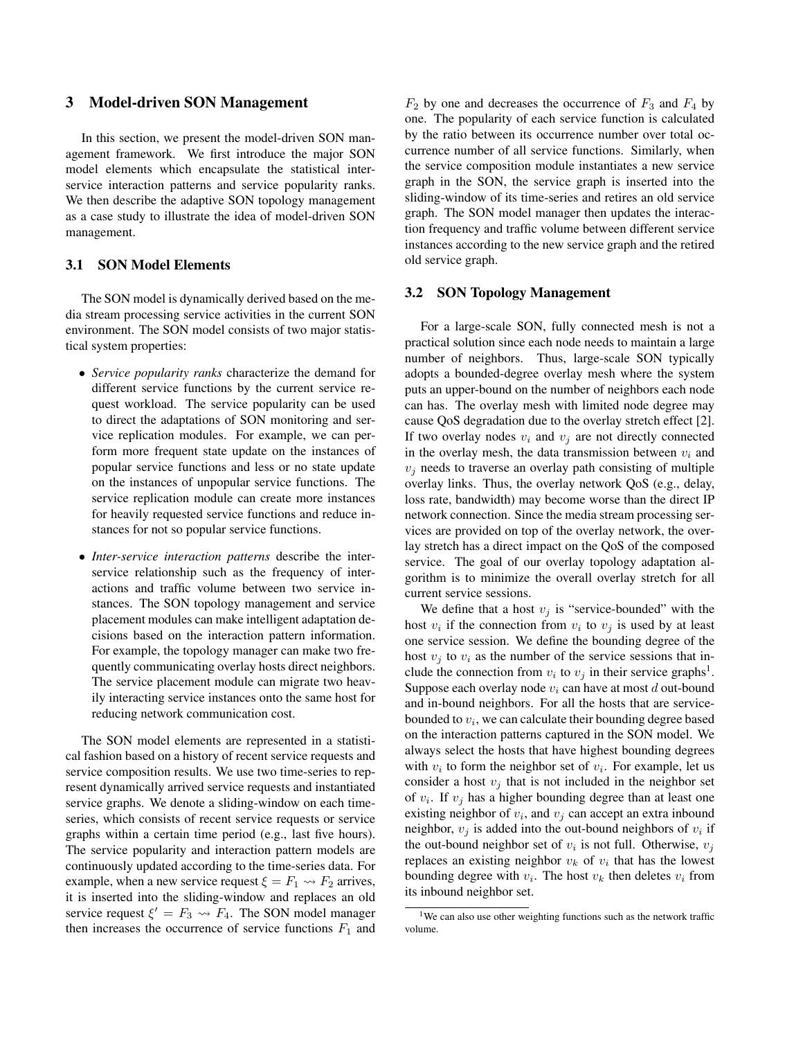## 3 Model-driven SON Management

In this section, we present the model-driven SON management framework. We first introduce the major SON model elements which encapsulate the statistical inter-service interaction patterns and service popularity ranks. We then describe the adaptive SON topology management as a case study to illustrate the idea of model-driven SON management.

### 3.1 SON Model Elements

The SON model is dynamically derived based on the media stream processing service activities in the current SON environment. The SON model consists of two major statistical system properties:

- *Service popularity ranks* characterize the demand for different service functions by the current service request workload. The service popularity can be used to direct the adaptations of SON monitoring and service replication modules. For example, we can perform more frequent state update on the instances of popular service functions and less or no state update on the instances of unpopular service functions. The service replication module can create more instances for heavily requested service functions and reduce instances for not so popular service functions.
- *Inter-service interaction patterns* describe the inter-service relationship such as the frequency of interactions and traffic volume between two service instances. The SON topology management and service placement modules can make intelligent adaptation decisions based on the interaction pattern information. For example, the topology manager can make two frequently communicating overlay hosts direct neighbors. The service placement module can migrate two heavily interacting service instances onto the same host for reducing network communication cost.

The SON model elements are represented in a statistical fashion based on a history of recent service requests and service composition results. We use two time-series to represent dynamically arrived service requests and instantiated service graphs. We denote a sliding-window on each time-series, which consists of recent service requests or service graphs within a certain time period (e.g., last five hours). The service popularity and interaction pattern models are continuously updated according to the time-series data. For example, when a new service request $\xi = F_1 \leadsto F_2$ arrives, it is inserted into the sliding-window and replaces an old service request $\xi' = F_3 \leadsto F_4$. The SON model manager then increases the occurrence of service functions $F_1$ and $F_2$ by one and decreases the occurrence of $F_3$ and $F_4$ by one. The popularity of each service function is calculated by the ratio between its occurrence number over total occurrence number of all service functions. Similarly, when the service composition module instantiates a new service graph in the SON, the service graph is inserted into the sliding-window of its time-series and retires an old service graph. The SON model manager then updates the interaction frequency and traffic volume between different service instances according to the new service graph and the retired old service graph.

### 3.2 SON Topology Management

For a large-scale SON, fully connected mesh is not a practical solution since each node needs to maintain a large number of neighbors. Thus, large-scale SON typically adopts a bounded-degree overlay mesh where the system puts an upper-bound on the number of neighbors each node can has. The overlay mesh with limited node degree may cause QoS degradation due to the overlay stretch effect [2]. If two overlay nodes $v_i$ and $v_j$ are not directly connected in the overlay mesh, the data transmission between $v_i$ and $v_j$ needs to traverse an overlay path consisting of multiple overlay links. Thus, the overlay network QoS (e.g., delay, loss rate, bandwidth) may become worse than the direct IP network connection. Since the media stream processing services are provided on top of the overlay network, the overlay stretch has a direct impact on the QoS of the composed service. The goal of our overlay topology adaptation algorithm is to minimize the overall overlay stretch for all current service sessions.

We define that a host $v_j$ is "service-bounded" with the host $v_i$ if the connection from $v_i$ to $v_j$ is used by at least one service session. We define the bounding degree of the host $v_j$ to $v_i$ as the number of the service sessions that include the connection from $v_i$ to $v_j$ in their service graphs[1]. Suppose each overlay node $v_i$ can have at most $d$ out-bound and in-bound neighbors. For all the hosts that are service-bounded to $v_i$, we can calculate their bounding degree based on the interaction patterns captured in the SON model. We always select the hosts that have highest bounding degrees with $v_i$ to form the neighbor set of $v_i$. For example, let us consider a host $v_j$ that is not included in the neighbor set of $v_i$. If $v_j$ has a higher bounding degree than at least one existing neighbor of $v_i$, and $v_j$ can accept an extra inbound neighbor, $v_j$ is added into the out-bound neighbors of $v_i$ if the out-bound neighbor set of $v_i$ is not full. Otherwise, $v_j$ replaces an existing neighbor $v_k$ of $v_i$ that has the lowest bounding degree with $v_i$. The host $v_k$ then deletes $v_i$ from its inbound neighbor set.

[1] We can also use other weighting functions such as the network traffic volume.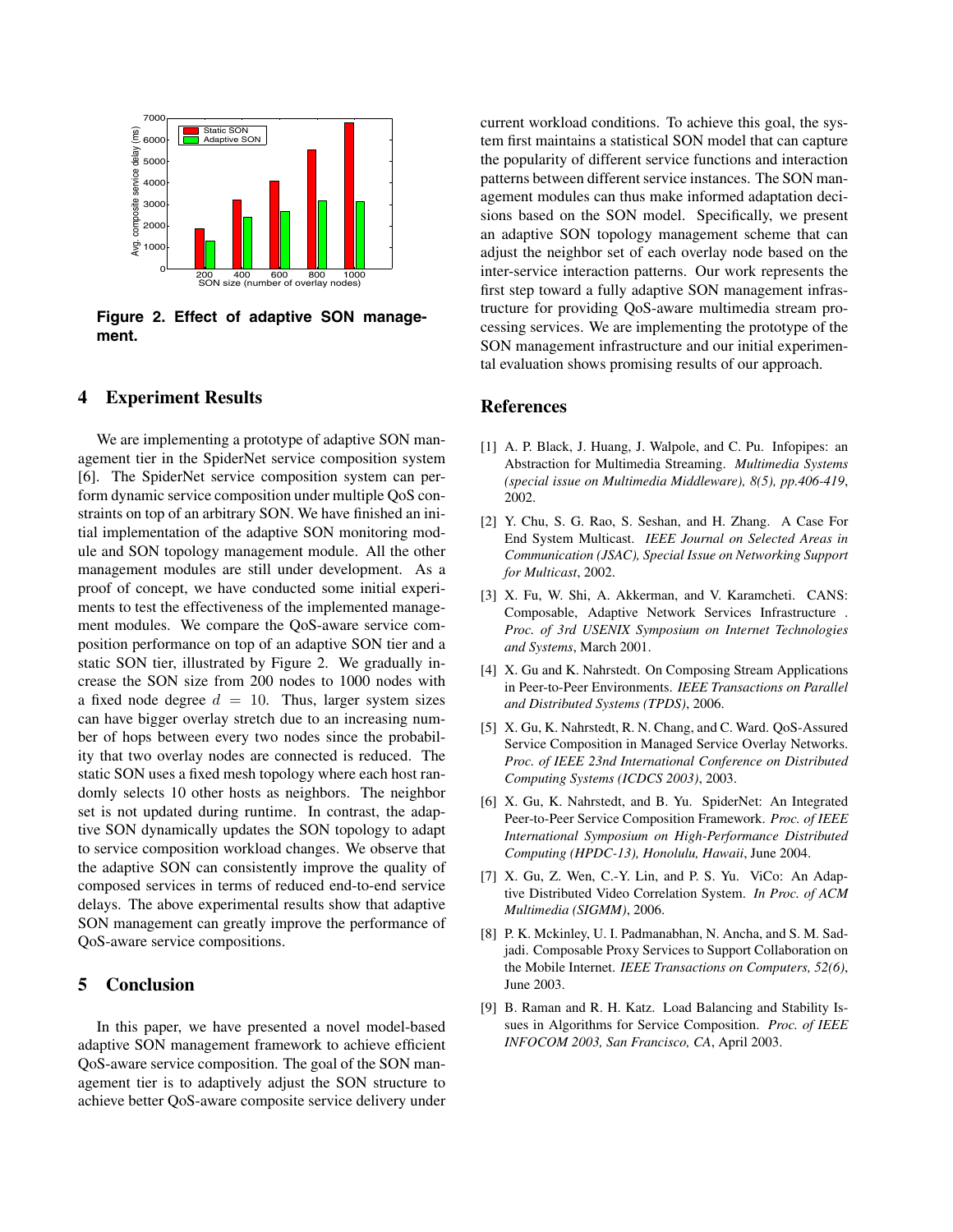7000
6000
5000
4000
3000
2000
1000
0

Avg. composite service delay (ms)

Static SON
Adaptive SON

200 400 600 800 1000

SON size (number of overlay nodes)

**Figure 2. Effect of adaptive SON management.**

## 4 Experiment Results

We are implementing a prototype of adaptive SON management tier in the SpiderNet service composition system [6]. The SpiderNet service composition system can perform dynamic service composition under multiple QoS constraints on top of an arbitrary SON. We have finished an initial implementation of the adaptive SON monitoring module and SON topology management module. All the other management modules are still under development. As a proof of concept, we have conducted some initial experiments to test the effectiveness of the implemented management modules. We compare the QoS-aware service composition performance on top of an adaptive SON tier and a static SON tier, illustrated by Figure 2. We gradually increase the SON size from 200 nodes to 1000 nodes with a fixed node degree $d = 10$. Thus, larger system sizes can have bigger overlay stretch due to an increasing number of hops between every two nodes since the probability that two overlay nodes are connected is reduced. The static SON uses a fixed mesh topology where each host randomly selects 10 other hosts as neighbors. The neighbor set is not updated during runtime. In contrast, the adaptive SON dynamically updates the SON topology to adapt to service composition workload changes. We observe that the adaptive SON can consistently improve the quality of composed services in terms of reduced end-to-end service delays. The above experimental results show that adaptive SON management can greatly improve the performance of QoS-aware service compositions.

## 5 Conclusion

In this paper, we have presented a novel model-based adaptive SON management framework to achieve efficient QoS-aware service composition. The goal of the SON management tier is to adaptively adjust the SON structure to achieve better QoS-aware composite service delivery under current workload conditions. To achieve this goal, the system first maintains a statistical SON model that can capture the popularity of different service functions and interaction patterns between different service instances. The SON management modules can thus make informed adaptation decisions based on the SON model. Specifically, we present an adaptive SON topology management scheme that can adjust the neighbor set of each overlay node based on the inter-service interaction patterns. Our work represents the first step toward a fully adaptive SON management infrastructure for providing QoS-aware multimedia stream processing services. We are implementing the prototype of the SON management infrastructure and our initial experimental evaluation shows promising results of our approach.

## References

[1] A. P. Black, J. Huang, J. Walpole, and C. Pu. Infopipes: an Abstraction for Multimedia Streaming. *Multimedia Systems (special issue on Multimedia Middleware), 8(5), pp.406-419*, 2002.

[2] Y. Chu, S. G. Rao, S. Seshan, and H. Zhang. A Case For End System Multicast. *IEEE Journal on Selected Areas in Communication (JSAC), Special Issue on Networking Support for Multicast*, 2002.

[3] X. Fu, W. Shi, A. Akkerman, and V. Karamcheti. CANS: Composable, Adaptive Network Services Infrastructure . *Proc. of 3rd USENIX Symposium on Internet Technologies and Systems*, March 2001.

[4] X. Gu and K. Nahrstedt. On Composing Stream Applications in Peer-to-Peer Environments. *IEEE Transactions on Parallel and Distributed Systems (TPDS)*, 2006.

[5] X. Gu, K. Nahrstedt, R. N. Chang, and C. Ward. QoS-Assured Service Composition in Managed Service Overlay Networks. *Proc. of IEEE 23nd International Conference on Distributed Computing Systems (ICDCS 2003)*, 2003.

[6] X. Gu, K. Nahrstedt, and B. Yu. SpiderNet: An Integrated Peer-to-Peer Service Composition Framework. *Proc. of IEEE International Symposium on High-Performance Distributed Computing (HPDC-13), Honolulu, Hawaii*, June 2004.

[7] X. Gu, Z. Wen, C.-Y. Lin, and P. S. Yu. ViCo: An Adaptive Distributed Video Correlation System. *In Proc. of ACM Multimedia (SIGMM)*, 2006.

[8] P. K. Mckinley, U. I. Padmanabhan, N. Ancha, and S. M. Sadjadi. Composable Proxy Services to Support Collaboration on the Mobile Internet. *IEEE Transactions on Computers, 52(6)*, June 2003.

[9] B. Raman and R. H. Katz. Load Balancing and Stability Issues in Algorithms for Service Composition. *Proc. of IEEE INFOCOM 2003, San Francisco, CA*, April 2003.